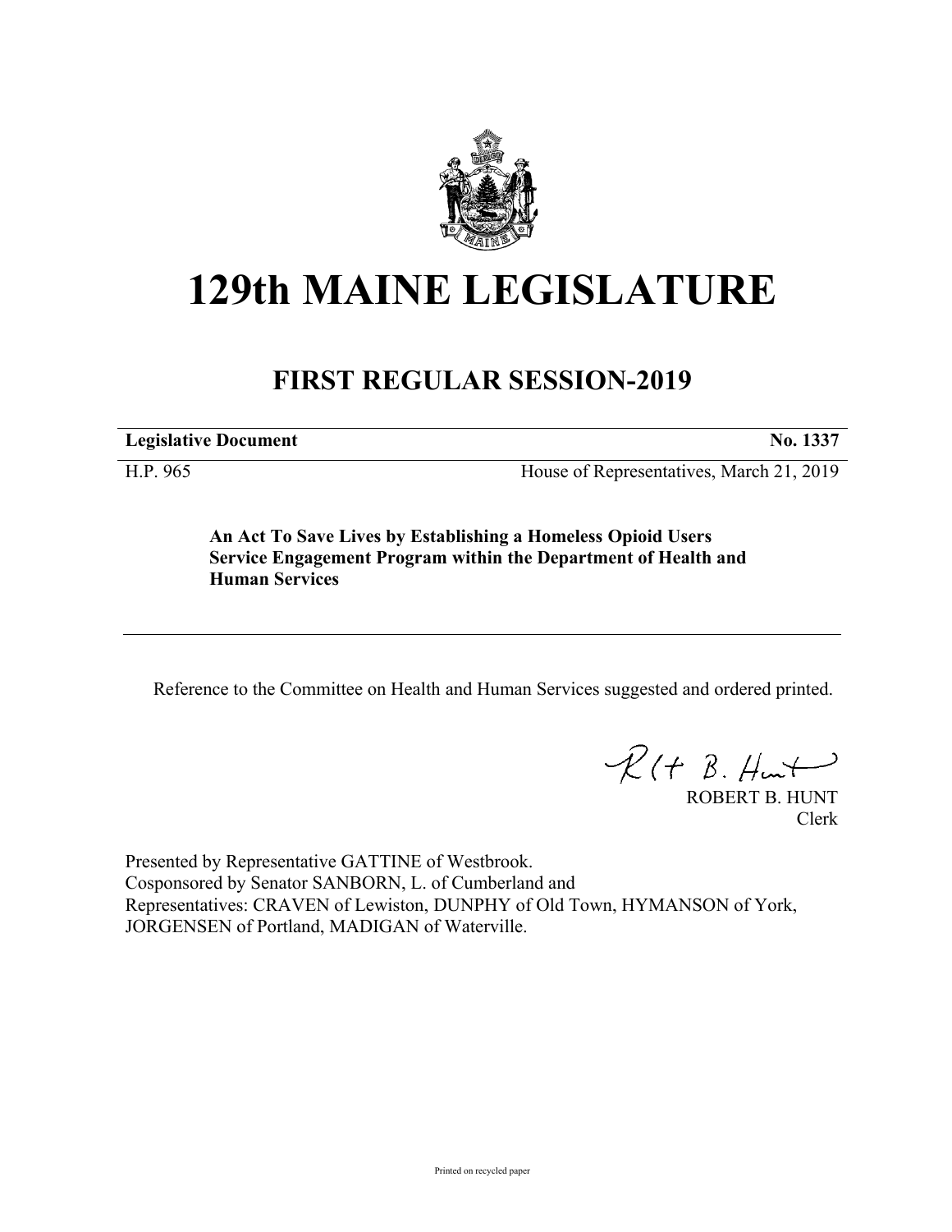# 129th MAINE LEGISLATURE

## FIRST REGULAR SESSION-2019

| **Legislative Document** | **No. 1337** |
| --- | --- |
| H.P. 965 | House of Representatives, March 21, 2019 |

**An Act To Save Lives by Establishing a Homeless Opioid Users Service Engagement Program within the Department of Health and Human Services**

Reference to the Committee on Health and Human Services suggested and ordered printed.

ROBERT B. HUNT
Clerk

Presented by Representative GATTINE of Westbrook.
Cosponsored by Senator SANBORN, L. of Cumberland and
Representatives: CRAVEN of Lewiston, DUNPHY of Old Town, HYMANSON of York, JORGENSEN of Portland, MADIGAN of Waterville.

Printed on recycled paper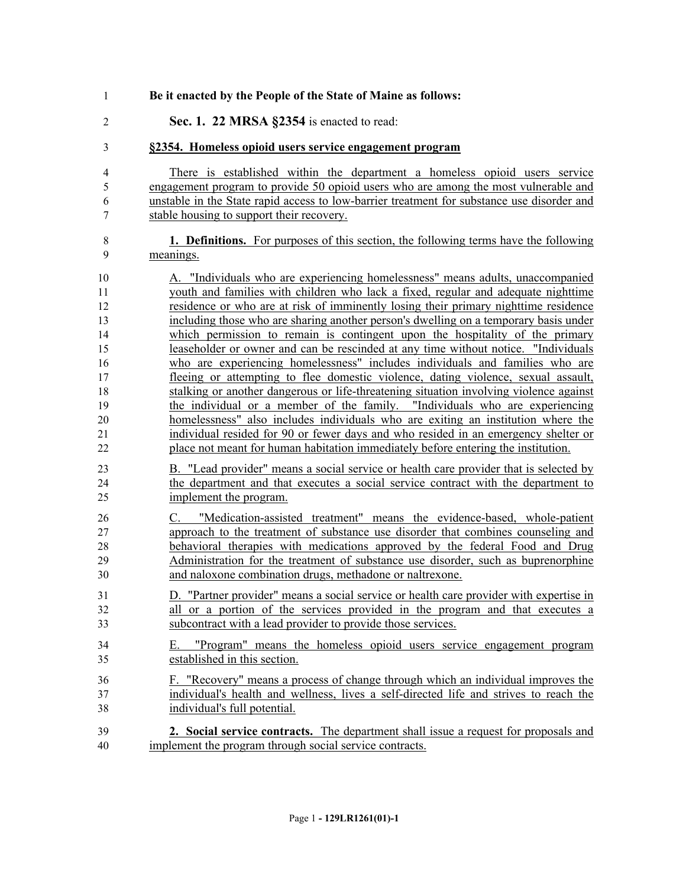**Be it enacted by the People of the State of Maine as follows:**

**Sec. 1. 22 MRSA §2354** is enacted to read:

**§2354. Homeless opioid users service engagement program**

There is established within the department a homeless opioid users service engagement program to provide 50 opioid users who are among the most vulnerable and unstable in the State rapid access to low-barrier treatment for substance use disorder and stable housing to support their recovery.

**1. Definitions.** For purposes of this section, the following terms have the following meanings.

A. "Individuals who are experiencing homelessness" means adults, unaccompanied youth and families with children who lack a fixed, regular and adequate nighttime residence or who are at risk of imminently losing their primary nighttime residence including those who are sharing another person's dwelling on a temporary basis under which permission to remain is contingent upon the hospitality of the primary leaseholder or owner and can be rescinded at any time without notice. "Individuals who are experiencing homelessness" includes individuals and families who are fleeing or attempting to flee domestic violence, dating violence, sexual assault, stalking or another dangerous or life-threatening situation involving violence against the individual or a member of the family. "Individuals who are experiencing homelessness" also includes individuals who are exiting an institution where the individual resided for 90 or fewer days and who resided in an emergency shelter or place not meant for human habitation immediately before entering the institution.

B. "Lead provider" means a social service or health care provider that is selected by the department and that executes a social service contract with the department to implement the program.

C. "Medication-assisted treatment" means the evidence-based, whole-patient approach to the treatment of substance use disorder that combines counseling and behavioral therapies with medications approved by the federal Food and Drug Administration for the treatment of substance use disorder, such as buprenorphine and naloxone combination drugs, methadone or naltrexone.

D. "Partner provider" means a social service or health care provider with expertise in all or a portion of the services provided in the program and that executes a subcontract with a lead provider to provide those services.

E. "Program" means the homeless opioid users service engagement program established in this section.

F. "Recovery" means a process of change through which an individual improves the individual's health and wellness, lives a self-directed life and strives to reach the individual's full potential.

**2. Social service contracts.** The department shall issue a request for proposals and implement the program through social service contracts.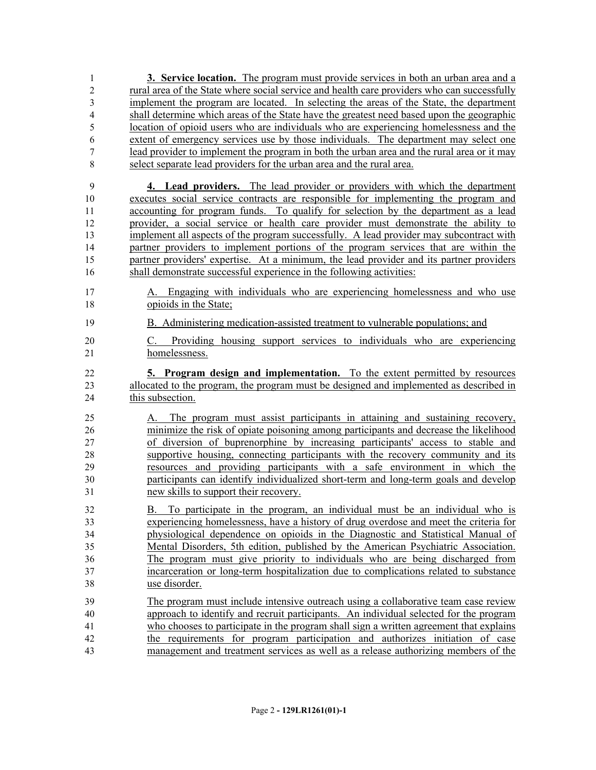**3. Service location.** The program must provide services in both an urban area and a rural area of the State where social service and health care providers who can successfully implement the program are located. In selecting the areas of the State, the department shall determine which areas of the State have the greatest need based upon the geographic location of opioid users who are individuals who are experiencing homelessness and the extent of emergency services use by those individuals. The department may select one lead provider to implement the program in both the urban area and the rural area or it may select separate lead providers for the urban area and the rural area.

**4. Lead providers.** The lead provider or providers with which the department executes social service contracts are responsible for implementing the program and accounting for program funds. To qualify for selection by the department as a lead provider, a social service or health care provider must demonstrate the ability to implement all aspects of the program successfully. A lead provider may subcontract with partner providers to implement portions of the program services that are within the partner providers' expertise. At a minimum, the lead provider and its partner providers shall demonstrate successful experience in the following activities:

A. Engaging with individuals who are experiencing homelessness and who use opioids in the State;

B. Administering medication-assisted treatment to vulnerable populations; and

C. Providing housing support services to individuals who are experiencing homelessness.

**5. Program design and implementation.** To the extent permitted by resources allocated to the program, the program must be designed and implemented as described in this subsection.

A. The program must assist participants in attaining and sustaining recovery, minimize the risk of opiate poisoning among participants and decrease the likelihood of diversion of buprenorphine by increasing participants' access to stable and supportive housing, connecting participants with the recovery community and its resources and providing participants with a safe environment in which the participants can identify individualized short-term and long-term goals and develop new skills to support their recovery.

B. To participate in the program, an individual must be an individual who is experiencing homelessness, have a history of drug overdose and meet the criteria for physiological dependence on opioids in the Diagnostic and Statistical Manual of Mental Disorders, 5th edition, published by the American Psychiatric Association. The program must give priority to individuals who are being discharged from incarceration or long-term hospitalization due to complications related to substance use disorder.

The program must include intensive outreach using a collaborative team case review approach to identify and recruit participants. An individual selected for the program who chooses to participate in the program shall sign a written agreement that explains the requirements for program participation and authorizes initiation of case management and treatment services as well as a release authorizing members of the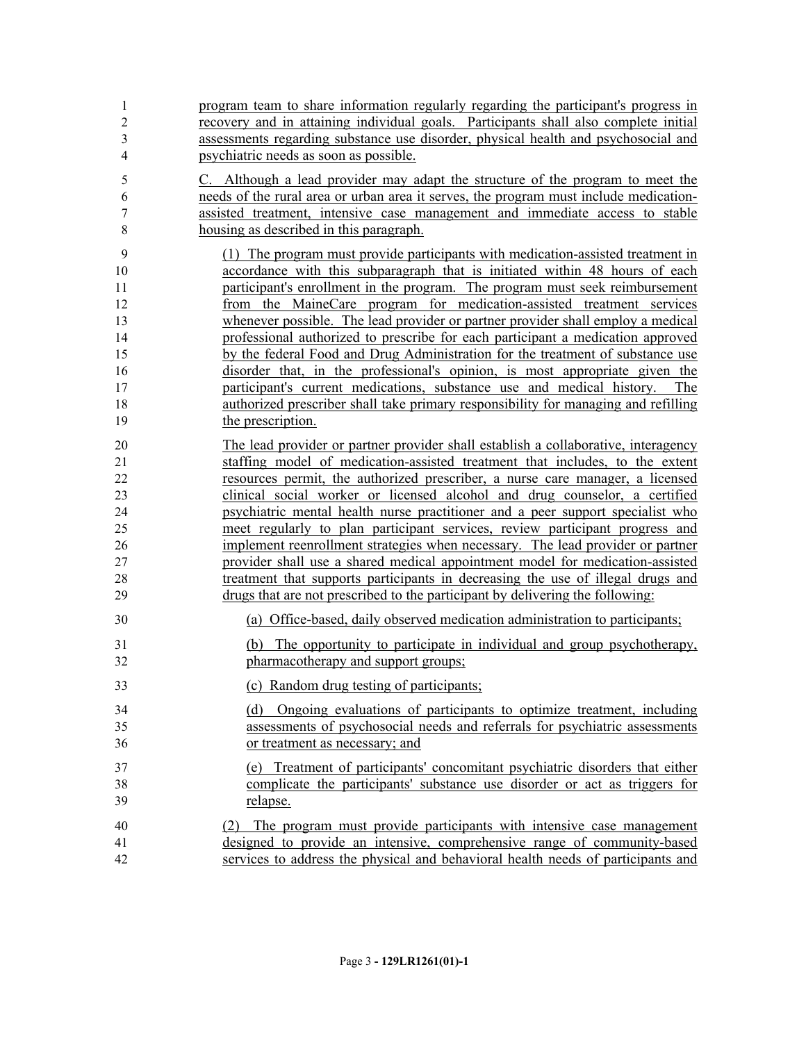program team to share information regularly regarding the participant's progress in recovery and in attaining individual goals. Participants shall also complete initial assessments regarding substance use disorder, physical health and psychosocial and psychiatric needs as soon as possible.

C. Although a lead provider may adapt the structure of the program to meet the needs of the rural area or urban area it serves, the program must include medication-assisted treatment, intensive case management and immediate access to stable housing as described in this paragraph.

(1) The program must provide participants with medication-assisted treatment in accordance with this subparagraph that is initiated within 48 hours of each participant's enrollment in the program. The program must seek reimbursement from the MaineCare program for medication-assisted treatment services whenever possible. The lead provider or partner provider shall employ a medical professional authorized to prescribe for each participant a medication approved by the federal Food and Drug Administration for the treatment of substance use disorder that, in the professional's opinion, is most appropriate given the participant's current medications, substance use and medical history. The authorized prescriber shall take primary responsibility for managing and refilling the prescription.

The lead provider or partner provider shall establish a collaborative, interagency staffing model of medication-assisted treatment that includes, to the extent resources permit, the authorized prescriber, a nurse care manager, a licensed clinical social worker or licensed alcohol and drug counselor, a certified psychiatric mental health nurse practitioner and a peer support specialist who meet regularly to plan participant services, review participant progress and implement reenrollment strategies when necessary. The lead provider or partner provider shall use a shared medical appointment model for medication-assisted treatment that supports participants in decreasing the use of illegal drugs and drugs that are not prescribed to the participant by delivering the following:

(a) Office-based, daily observed medication administration to participants;

(b) The opportunity to participate in individual and group psychotherapy, pharmacotherapy and support groups;

(c) Random drug testing of participants;

(d) Ongoing evaluations of participants to optimize treatment, including assessments of psychosocial needs and referrals for psychiatric assessments or treatment as necessary; and

(e) Treatment of participants' concomitant psychiatric disorders that either complicate the participants' substance use disorder or act as triggers for relapse.

(2) The program must provide participants with intensive case management designed to provide an intensive, comprehensive range of community-based services to address the physical and behavioral health needs of participants and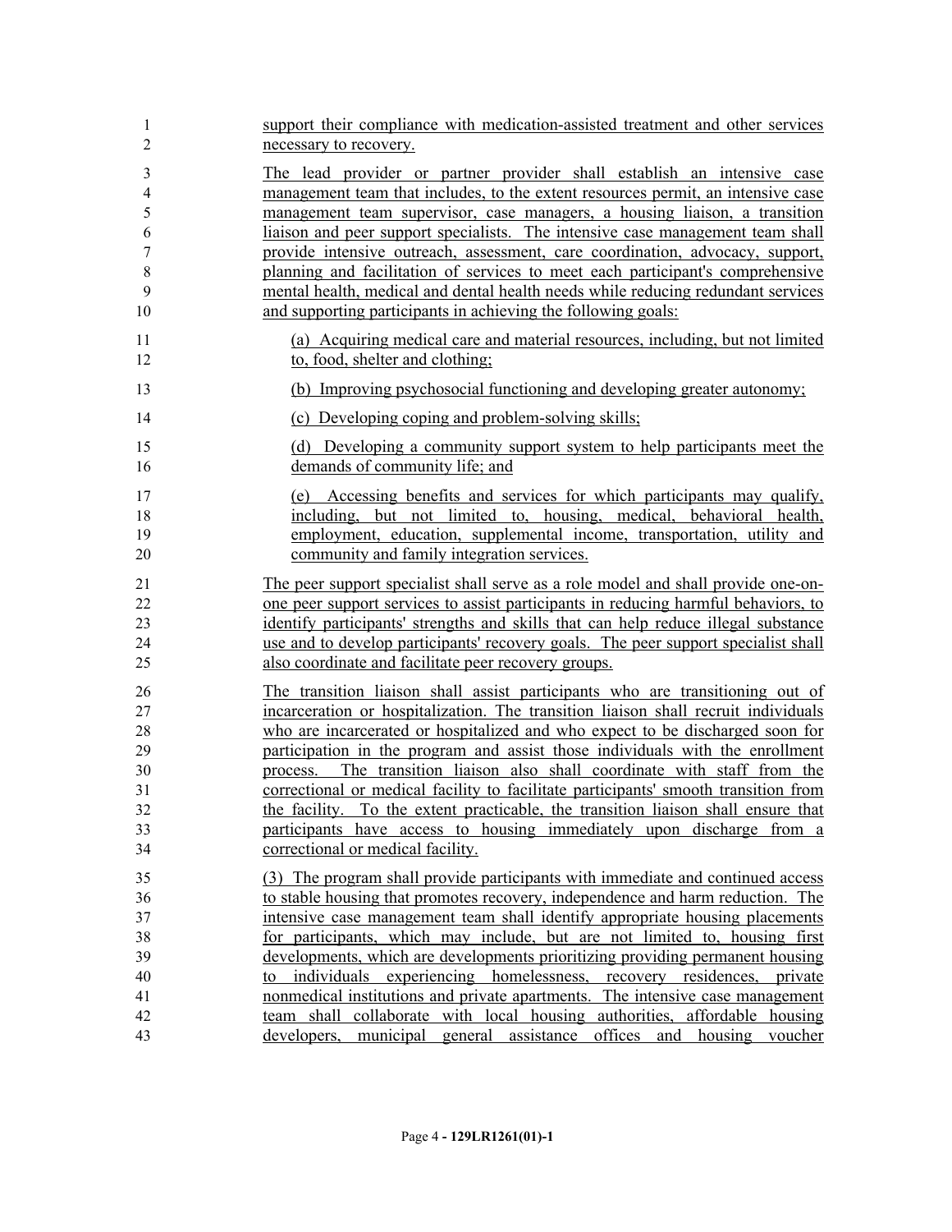support their compliance with medication-assisted treatment and other services necessary to recovery.

The lead provider or partner provider shall establish an intensive case management team that includes, to the extent resources permit, an intensive case management team supervisor, case managers, a housing liaison, a transition liaison and peer support specialists. The intensive case management team shall provide intensive outreach, assessment, care coordination, advocacy, support, planning and facilitation of services to meet each participant's comprehensive mental health, medical and dental health needs while reducing redundant services and supporting participants in achieving the following goals:

(a) Acquiring medical care and material resources, including, but not limited to, food, shelter and clothing;

(b) Improving psychosocial functioning and developing greater autonomy;

(c) Developing coping and problem-solving skills;

(d) Developing a community support system to help participants meet the demands of community life; and

(e) Accessing benefits and services for which participants may qualify, including, but not limited to, housing, medical, behavioral health, employment, education, supplemental income, transportation, utility and community and family integration services.

The peer support specialist shall serve as a role model and shall provide one-on-one peer support services to assist participants in reducing harmful behaviors, to identify participants' strengths and skills that can help reduce illegal substance use and to develop participants' recovery goals. The peer support specialist shall also coordinate and facilitate peer recovery groups.

The transition liaison shall assist participants who are transitioning out of incarceration or hospitalization. The transition liaison shall recruit individuals who are incarcerated or hospitalized and who expect to be discharged soon for participation in the program and assist those individuals with the enrollment process. The transition liaison also shall coordinate with staff from the correctional or medical facility to facilitate participants' smooth transition from the facility. To the extent practicable, the transition liaison shall ensure that participants have access to housing immediately upon discharge from a correctional or medical facility.

(3) The program shall provide participants with immediate and continued access to stable housing that promotes recovery, independence and harm reduction. The intensive case management team shall identify appropriate housing placements for participants, which may include, but are not limited to, housing first developments, which are developments prioritizing providing permanent housing to individuals experiencing homelessness, recovery residences, private nonmedical institutions and private apartments. The intensive case management team shall collaborate with local housing authorities, affordable housing developers, municipal general assistance offices and housing voucher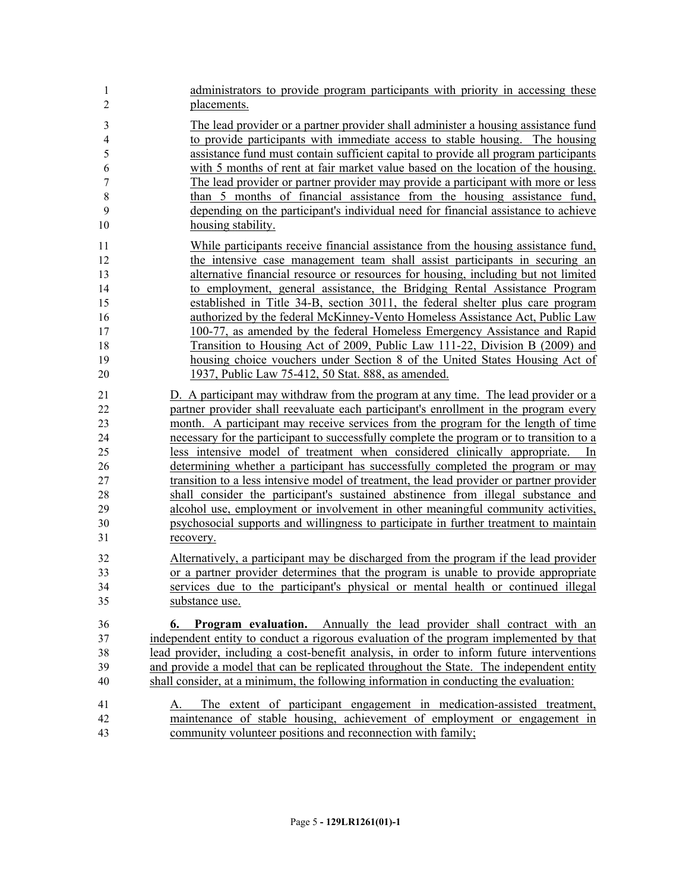administrators to provide program participants with priority in accessing these placements.

The lead provider or a partner provider shall administer a housing assistance fund to provide participants with immediate access to stable housing. The housing assistance fund must contain sufficient capital to provide all program participants with 5 months of rent at fair market value based on the location of the housing. The lead provider or partner provider may provide a participant with more or less than 5 months of financial assistance from the housing assistance fund, depending on the participant's individual need for financial assistance to achieve housing stability.

While participants receive financial assistance from the housing assistance fund, the intensive case management team shall assist participants in securing an alternative financial resource or resources for housing, including but not limited to employment, general assistance, the Bridging Rental Assistance Program established in Title 34-B, section 3011, the federal shelter plus care program authorized by the federal McKinney-Vento Homeless Assistance Act, Public Law 100-77, as amended by the federal Homeless Emergency Assistance and Rapid Transition to Housing Act of 2009, Public Law 111-22, Division B (2009) and housing choice vouchers under Section 8 of the United States Housing Act of 1937, Public Law 75-412, 50 Stat. 888, as amended.

D. A participant may withdraw from the program at any time. The lead provider or a partner provider shall reevaluate each participant's enrollment in the program every month. A participant may receive services from the program for the length of time necessary for the participant to successfully complete the program or to transition to a less intensive model of treatment when considered clinically appropriate. In determining whether a participant has successfully completed the program or may transition to a less intensive model of treatment, the lead provider or partner provider shall consider the participant's sustained abstinence from illegal substance and alcohol use, employment or involvement in other meaningful community activities, psychosocial supports and willingness to participate in further treatment to maintain recovery.

Alternatively, a participant may be discharged from the program if the lead provider or a partner provider determines that the program is unable to provide appropriate services due to the participant's physical or mental health or continued illegal substance use.

**6. Program evaluation.** Annually the lead provider shall contract with an independent entity to conduct a rigorous evaluation of the program implemented by that lead provider, including a cost-benefit analysis, in order to inform future interventions and provide a model that can be replicated throughout the State. The independent entity shall consider, at a minimum, the following information in conducting the evaluation:

A. The extent of participant engagement in medication-assisted treatment, maintenance of stable housing, achievement of employment or engagement in community volunteer positions and reconnection with family;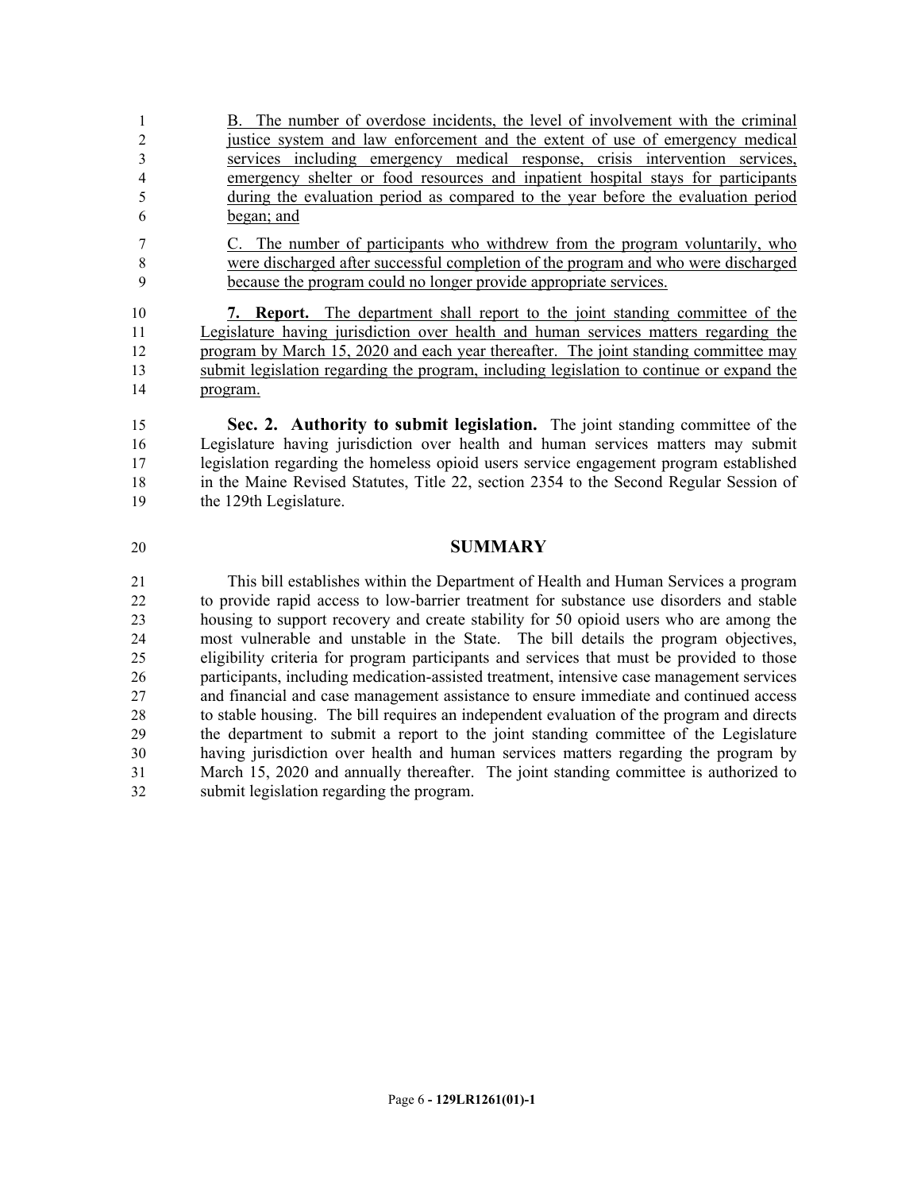B. The number of overdose incidents, the level of involvement with the criminal justice system and law enforcement and the extent of use of emergency medical services including emergency medical response, crisis intervention services, emergency shelter or food resources and inpatient hospital stays for participants during the evaluation period as compared to the year before the evaluation period began; and

C. The number of participants who withdrew from the program voluntarily, who were discharged after successful completion of the program and who were discharged because the program could no longer provide appropriate services.

**7. Report.** The department shall report to the joint standing committee of the Legislature having jurisdiction over health and human services matters regarding the program by March 15, 2020 and each year thereafter. The joint standing committee may submit legislation regarding the program, including legislation to continue or expand the program.

**Sec. 2. Authority to submit legislation.** The joint standing committee of the Legislature having jurisdiction over health and human services matters may submit legislation regarding the homeless opioid users service engagement program established in the Maine Revised Statutes, Title 22, section 2354 to the Second Regular Session of the 129th Legislature.

## SUMMARY

This bill establishes within the Department of Health and Human Services a program to provide rapid access to low-barrier treatment for substance use disorders and stable housing to support recovery and create stability for 50 opioid users who are among the most vulnerable and unstable in the State. The bill details the program objectives, eligibility criteria for program participants and services that must be provided to those participants, including medication-assisted treatment, intensive case management services and financial and case management assistance to ensure immediate and continued access to stable housing. The bill requires an independent evaluation of the program and directs the department to submit a report to the joint standing committee of the Legislature having jurisdiction over health and human services matters regarding the program by March 15, 2020 and annually thereafter. The joint standing committee is authorized to submit legislation regarding the program.